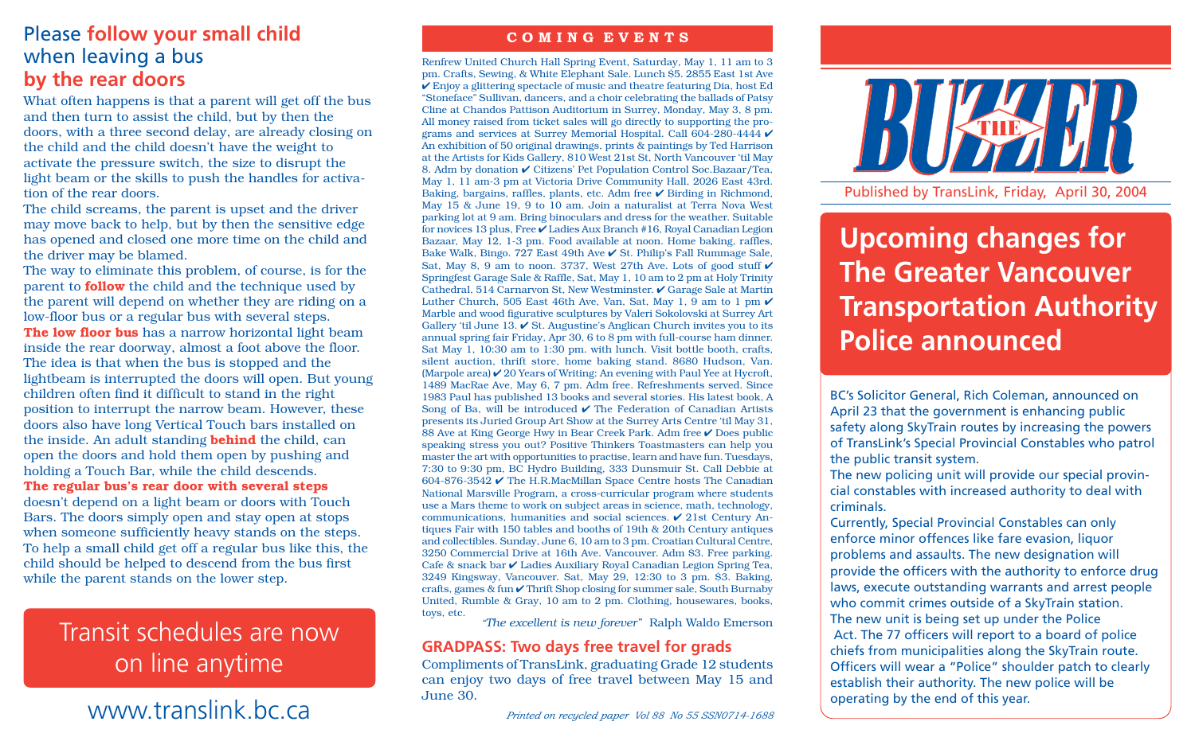# Please **follow your small child** when leaving a bus **by the rear doors**

What often happens is that a parent will get off the bus and then turn to assist the child, but by then the doors, with a three second delay, are already closing on the child and the child doesn't have the weight to activate the pressure switch, the size to disrupt the light beam or the skills to push the handles for activation of the rear doors.

The child screams, the parent is upset and the driver may move back to help, but by then the sensitive edge has opened and closed one more time on the child and the driver may be blamed.

The way to eliminate this problem, of course, is for the parent to **follow** the child and the technique used by the parent will depend on whether they are riding on a low-floor bus or a regular bus with several steps.

**The low floor bus** has a narrow horizontal light beam inside the rear doorway, almost a foot above the floor. The idea is that when the bus is stopped and the lightbeam is interrupted the doors will open. But young children often find it difficult to stand in the right position to interrupt the narrow beam. However, these doors also have long Vertical Touch bars installed on the inside. An adult standing **behind** the child, can open the doors and hold them open by pushing and holding a Touch Bar, while the child descends.

**The regular bus's rear door with several steps** doesn't depend on a light beam or doors with Touch Bars. The doors simply open and stay open at stops when someone sufficiently heavy stands on the steps. To help a small child get off a regular bus like this, the child should be helped to descend from the bus first while the parent stands on the lower step.

**Transit schedules are now on line anytime**

www.translink.bc.ca

## COMING EVENTS

Renfrew United Church Hall Spring Event, Saturday, May 1, 11 am to 3 pm. Crafts, Sewing, & White Elephant Sale. Lunch $5. 2855 East 1st Ave ✔ Enjoy a glittering spectacle of music and theatre featuring Dia, host Ed "Stoneface" Sullivan, dancers, and a choir celebrating the ballads of Patsy Cline at Chandos Pattison Auditorium in Surrey, Monday, May 3, 8 pm. All money raised from ticket sales will go directly to supporting the programs and services at Surrey Memorial Hospital. Call 604-280-4444 ✔ An exhibition of 50 original drawings, prints & paintings by Ted Harrison at the Artists for Kids Gallery, 810 West 21st St, North Vancouver 'til May 8. Adm by donation ✔ Citizens' Pet Population Control Soc.Bazaar/Tea, May 1, 11 am-3 pm at Victoria Drive Community Hall, 2026 East 43rd. Baking, bargains, raffles, plants, etc. Adm free ✔ Birding in Richmond, May 15 & June 19, 9 to 10 am. Join a naturalist at Terra Nova West parking lot at 9 am. Bring binoculars and dress for the weather. Suitable for novices 13 plus, Free ✔ Ladies Aux Branch #16, Royal Canadian Legion Bazaar, May 12, 1-3 pm. Food available at noon. Home baking, raffles, Bake Walk, Bingo. 727 East 49th Ave ✔ St. Philip's Fall Rummage Sale, Sat, May 8, 9 am to noon. 3737, West 27th Ave. Lots of good stuff ✔ Springfest Garage Sale & Raffle, Sat, May 1, 10 am to 2 pm at Holy Trinity Cathedral, 514 Carnarvon St, New Westminster. ✔ Garage Sale at Martin Luther Church, 505 East 46th Ave, Van, Sat, May 1, 9 am to 1 pm ✔ Marble and wood figurative sculptures by Valeri Sokolovski at Surrey Art Gallery 'til June 13. ✔ St. Augustine's Anglican Church invites you to its annual spring fair Friday, Apr 30, 6 to 8 pm with full-course ham dinner. Sat May 1, 10:30 am to 1:30 pm. with lunch. Visit bottle booth, crafts, silent auction, thrift store, home baking stand. 8680 Hudson, Van. (Marpole area) ✔ 20 Years of Writing: An evening with Paul Yee at Hycroft, 1489 MacRae Ave, May 6, 7 pm. Adm free. Refreshments served. Since 1983 Paul has published 13 books and several stories. His latest book, A Song of Ba, will be introduced ✔ The Federation of Canadian Artists presents its Juried Group Art Show at the Surrey Arts Centre 'til May 31, 88 Ave at King George Hwy in Bear Creek Park. Adm free ✔ Does public speaking stress you out? Positive Thinkers Toastmasters can help you master the art with opportunities to practise, learn and have fun. Tuesdays, 7:30 to 9:30 pm, BC Hydro Building, 333 Dunsmuir St. Call Debbie at 604-876-3542 ✔ The H.R.MacMillan Space Centre hosts The Canadian National Marsville Program, a cross-curricular program where students use a Mars theme to work on subject areas in science, math, technology, communications, humanities and social sciences. ✔ 21st Century Antiques Fair with 150 tables and booths of 19th & 20th Century antiques and collectibles. Sunday, June 6, 10 am to 3 pm. Croatian Cultural Centre, 3250 Commercial Drive at 16th Ave. Vancouver. Adm $3. Free parking. Cafe & snack bar ✔ Ladies Auxiliary Royal Canadian Legion Spring Tea, 3249 Kingsway, Vancouver. Sat, May 29, 12:30 to 3 pm. $3. Baking, crafts, games & fun ✔ Thrift Shop closing for summer sale, South Burnaby United, Rumble & Gray, 10 am to 2 pm. Clothing, housewares, books, toys, etc.

*"The excellent is new forever"* Ralph Waldo Emerson

## GRADPASS: Two days free travel for grads

Compliments of TransLink, graduating Grade 12 students can enjoy two days of free travel between May 15 and June 30.

*Printed on recycled paper Vol 88 No 55 SSN0714-1688*

# THE BUZZER

Published by TransLink, Friday, April 30, 2004

## Upcoming changes for The Greater Vancouver Transportation Authority Police announced

BC's Solicitor General, Rich Coleman, announced on April 23 that the government is enhancing public safety along SkyTrain routes by increasing the powers of TransLink's Special Provincial Constables who patrol the public transit system.

The new policing unit will provide our special provincial constables with increased authority to deal with criminals.

Currently, Special Provincial Constables can only enforce minor offences like fare evasion, liquor problems and assaults. The new designation will provide the officers with the authority to enforce drug laws, execute outstanding warrants and arrest people who commit crimes outside of a SkyTrain station.

The new unit is being set up under the Police Act. The 77 officers will report to a board of police chiefs from municipalities along the SkyTrain route. Officers will wear a "Police" shoulder patch to clearly establish their authority. The new police will be operating by the end of this year.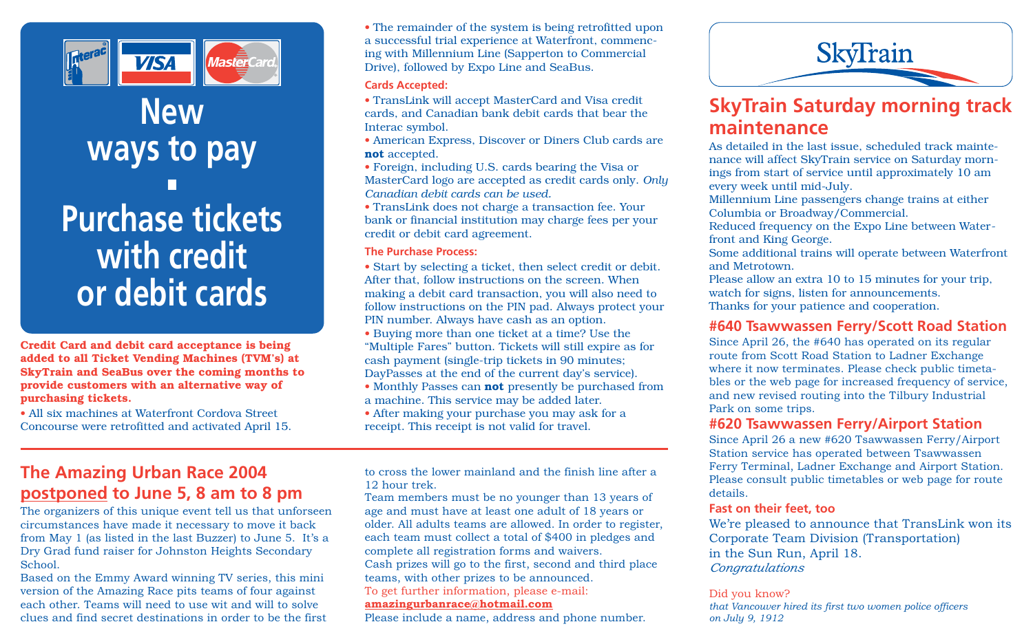# New ways to pay

# Purchase tickets with credit or debit cards

**Credit Card and debit card acceptance is being added to all Ticket Vending Machines (TVM's) at SkyTrain and SeaBus over the coming months to provide customers with an alternative way of purchasing tickets.**

- All six machines at Waterfront Cordova Street Concourse were retrofitted and activated April 15.
- The remainder of the system is being retrofitted upon a successful trial experience at Waterfront, commencing with Millennium Line (Sapperton to Commercial Drive), followed by Expo Line and SeaBus.

### Cards Accepted:

- TransLink will accept MasterCard and Visa credit cards, and Canadian bank debit cards that bear the Interac symbol.
- American Express, Discover or Diners Club cards are **not** accepted.
- Foreign, including U.S. cards bearing the Visa or MasterCard logo are accepted as credit cards only. *Only Canadian debit cards can be used.*
- TransLink does not charge a transaction fee. Your bank or financial institution may charge fees per your credit or debit card agreement.

### The Purchase Process:

- Start by selecting a ticket, then select credit or debit. After that, follow instructions on the screen. When making a debit card transaction, you will also need to follow instructions on the PIN pad. Always protect your PIN number. Always have cash as an option.
- Buying more than one ticket at a time? Use the "Multiple Fares" button. Tickets will still expire as for cash payment (single-trip tickets in 90 minutes; DayPasses at the end of the current day's service).
- Monthly Passes can **not** presently be purchased from a machine. This service may be added later.
- After making your purchase you may ask for a receipt. This receipt is not valid for travel.

## The Amazing Urban Race 2004 postponed to June 5, 8 am to 8 pm

The organizers of this unique event tell us that unforseen circumstances have made it necessary to move it back from May 1 (as listed in the last Buzzer) to June 5. It's a Dry Grad fund raiser for Johnston Heights Secondary School.

Based on the Emmy Award winning TV series, this mini version of the Amazing Race pits teams of four against each other. Teams will need to use wit and will to solve clues and find secret destinations in order to be the first to cross the lower mainland and the finish line after a 12 hour trek.

Team members must be no younger than 13 years of age and must have at least one adult of 18 years or older. All adults teams are allowed. In order to register, each team must collect a total of $400 in pledges and complete all registration forms and waivers.

Cash prizes will go to the first, second and third place teams, with other prizes to be announced.

To get further information, please e-mail: **amazingurbanrace@hotmail.com**

Please include a name, address and phone number.

SkyTrain

## SkyTrain Saturday morning track maintenance

As detailed in the last issue, scheduled track maintenance will affect SkyTrain service on Saturday mornings from start of service until approximately 10 am every week until mid-July.

Millennium Line passengers change trains at either Columbia or Broadway/Commercial.

Reduced frequency on the Expo Line between Waterfront and King George.

Some additional trains will operate between Waterfront and Metrotown.

Please allow an extra 10 to 15 minutes for your trip, watch for signs, listen for announcements.

Thanks for your patience and cooperation.

### #640 Tsawwassen Ferry/Scott Road Station

Since April 26, the #640 has operated on its regular route from Scott Road Station to Ladner Exchange where it now terminates. Please check public timetables or the web page for increased frequency of service, and new revised routing into the Tilbury Industrial Park on some trips.

### #620 Tsawwassen Ferry/Airport Station

Since April 26 a new #620 Tsawwassen Ferry/Airport Station service has operated between Tsawwassen Ferry Terminal, Ladner Exchange and Airport Station. Please consult public timetables or web page for route details.

### Fast on their feet, too

We're pleased to announce that TransLink won its Corporate Team Division (Transportation) in the Sun Run, April 18.

*Congratulations*

Did you know?

*that Vancouver hired its first two women police officers on July 9, 1912*